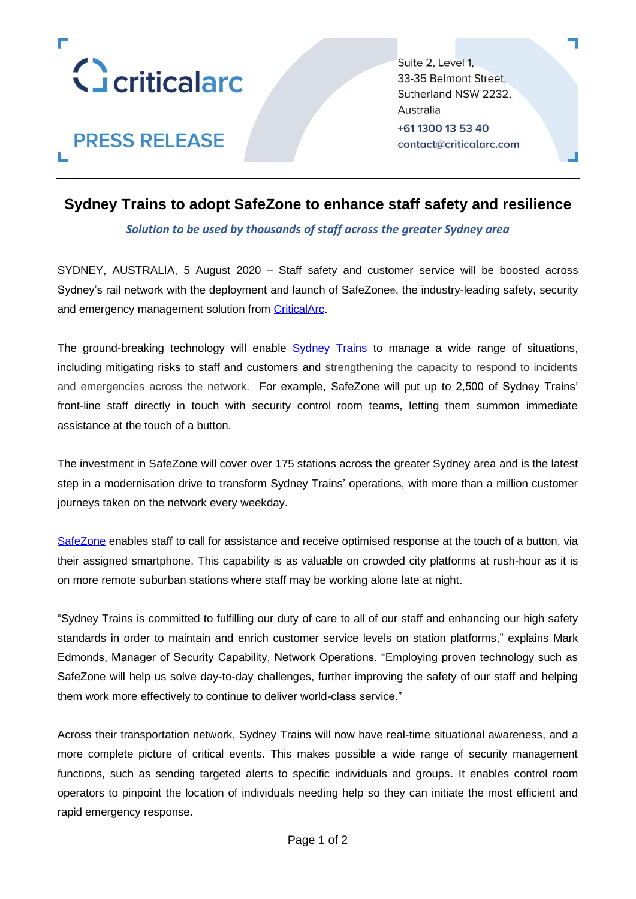criticalarc

**PRESS RELEASE**

Suite 2, Level 1,
33-35 Belmont Street,
Sutherland NSW 2232,
Australia

+61 1300 13 53 40
contact@criticalarc.com

---

# Sydney Trains to adopt SafeZone to enhance staff safety and resilience

***Solution to be used by thousands of staff across the greater Sydney area***

SYDNEY, AUSTRALIA, 5 August 2020 – Staff safety and customer service will be boosted across Sydney's rail network with the deployment and launch of SafeZone®, the industry-leading safety, security and emergency management solution from CriticalArc.

The ground-breaking technology will enable Sydney Trains to manage a wide range of situations, including mitigating risks to staff and customers and strengthening the capacity to respond to incidents and emergencies across the network. For example, SafeZone will put up to 2,500 of Sydney Trains' front-line staff directly in touch with security control room teams, letting them summon immediate assistance at the touch of a button.

The investment in SafeZone will cover over 175 stations across the greater Sydney area and is the latest step in a modernisation drive to transform Sydney Trains' operations, with more than a million customer journeys taken on the network every weekday.

SafeZone enables staff to call for assistance and receive optimised response at the touch of a button, via their assigned smartphone. This capability is as valuable on crowded city platforms at rush-hour as it is on more remote suburban stations where staff may be working alone late at night.

"Sydney Trains is committed to fulfilling our duty of care to all of our staff and enhancing our high safety standards in order to maintain and enrich customer service levels on station platforms," explains Mark Edmonds, Manager of Security Capability, Network Operations. "Employing proven technology such as SafeZone will help us solve day-to-day challenges, further improving the safety of our staff and helping them work more effectively to continue to deliver world-class service."

Across their transportation network, Sydney Trains will now have real-time situational awareness, and a more complete picture of critical events. This makes possible a wide range of security management functions, such as sending targeted alerts to specific individuals and groups. It enables control room operators to pinpoint the location of individuals needing help so they can initiate the most efficient and rapid emergency response.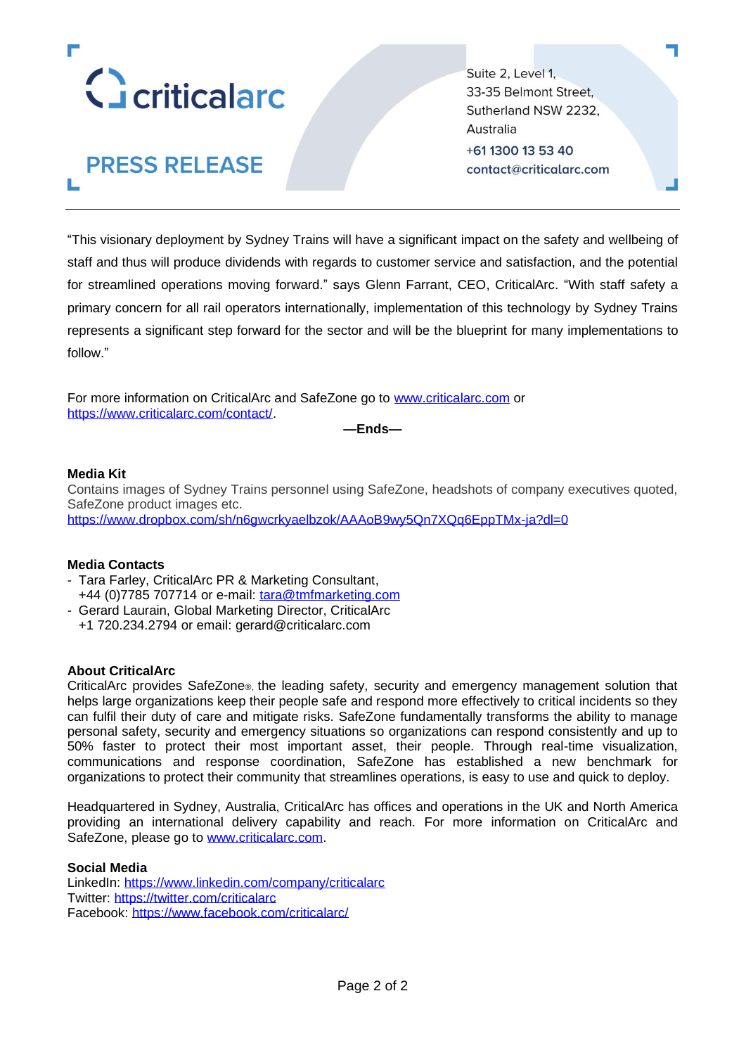criticalarc

**PRESS RELEASE**

Suite 2, Level 1,
33-35 Belmont Street,
Sutherland NSW 2232,
Australia

+61 1300 13 53 40
contact@criticalarc.com

---

"This visionary deployment by Sydney Trains will have a significant impact on the safety and wellbeing of staff and thus will produce dividends with regards to customer service and satisfaction, and the potential for streamlined operations moving forward." says Glenn Farrant, CEO, CriticalArc. "With staff safety a primary concern for all rail operators internationally, implementation of this technology by Sydney Trains represents a significant step forward for the sector and will be the blueprint for many implementations to follow."

For more information on CriticalArc and SafeZone go to www.criticalarc.com or https://www.criticalarc.com/contact/.

**—Ends—**

**Media Kit**

Contains images of Sydney Trains personnel using SafeZone, headshots of company executives quoted, SafeZone product images etc.
https://www.dropbox.com/sh/n6gwcrkyaelbzok/AAAoB9wy5Qn7XQq6EppTMx-ja?dl=0

**Media Contacts**

- Tara Farley, CriticalArc PR & Marketing Consultant,
  +44 (0)7785 707714 or e-mail: tara@tmfmarketing.com
- Gerard Laurain, Global Marketing Director, CriticalArc
  +1 720.234.2794 or email: gerard@criticalarc.com

**About CriticalArc**

CriticalArc provides SafeZone®, the leading safety, security and emergency management solution that helps large organizations keep their people safe and respond more effectively to critical incidents so they can fulfil their duty of care and mitigate risks. SafeZone fundamentally transforms the ability to manage personal safety, security and emergency situations so organizations can respond consistently and up to 50% faster to protect their most important asset, their people. Through real-time visualization, communications and response coordination, SafeZone has established a new benchmark for organizations to protect their community that streamlines operations, is easy to use and quick to deploy.

Headquartered in Sydney, Australia, CriticalArc has offices and operations in the UK and North America providing an international delivery capability and reach. For more information on CriticalArc and SafeZone, please go to www.criticalarc.com.

**Social Media**

LinkedIn: https://www.linkedin.com/company/criticalarc
Twitter: https://twitter.com/criticalarc
Facebook: https://www.facebook.com/criticalarc/